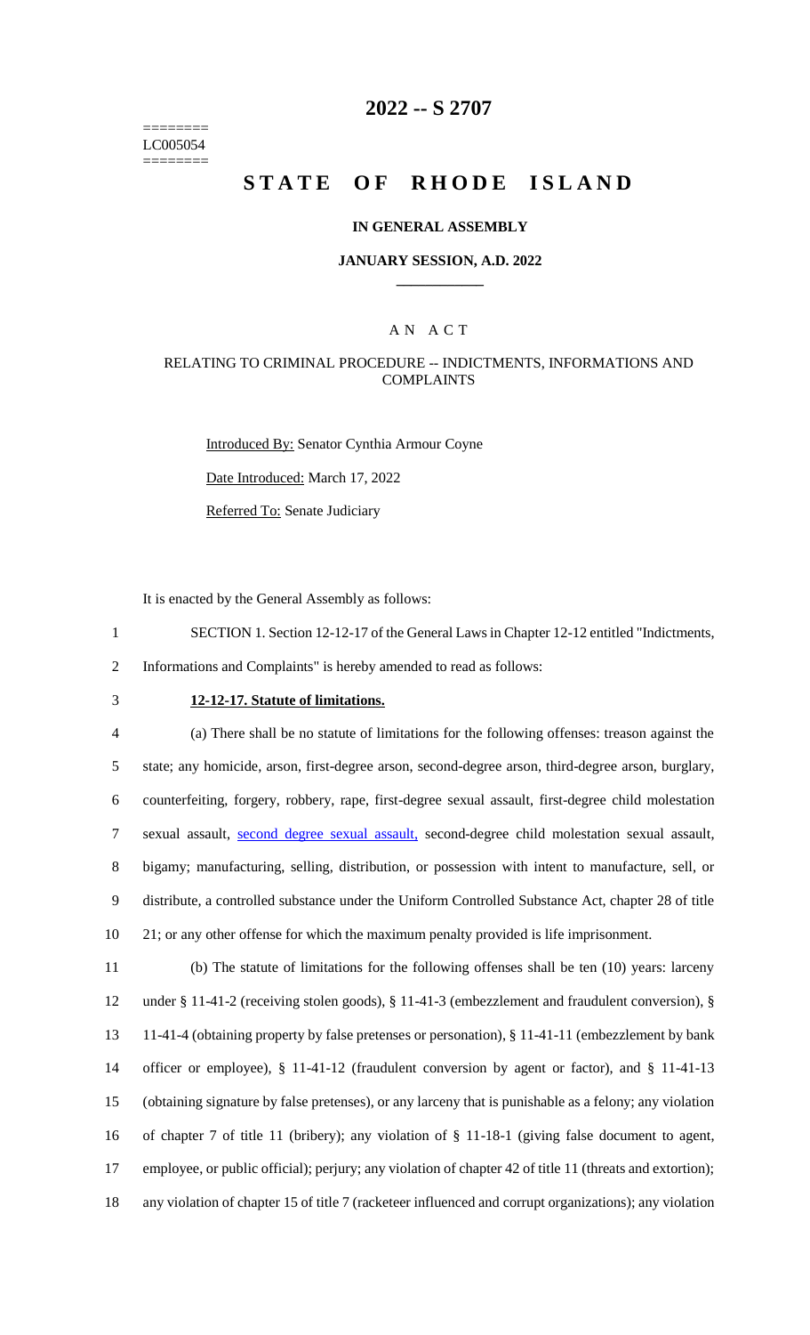========
LC005054
========

# 2022 -- S 2707

# STATE OF RHODE ISLAND

## IN GENERAL ASSEMBLY

### JANUARY SESSION, A.D. 2022

### A N A C T

### RELATING TO CRIMINAL PROCEDURE -- INDICTMENTS, INFORMATIONS AND COMPLAINTS

Introduced By: Senator Cynthia Armour Coyne

Date Introduced: March 17, 2022

Referred To: Senate Judiciary

It is enacted by the General Assembly as follows:

1 SECTION 1. Section 12-12-17 of the General Laws in Chapter 12-12 entitled "Indictments,
2 Informations and Complaints" is hereby amended to read as follows:

3 **12-12-17. Statute of limitations.**

4 (a) There shall be no statute of limitations for the following offenses: treason against the
5 state; any homicide, arson, first-degree arson, second-degree arson, third-degree arson, burglary,
6 counterfeiting, forgery, robbery, rape, first-degree sexual assault, first-degree child molestation
7 sexual assault, second degree sexual assault, second-degree child molestation sexual assault,
8 bigamy; manufacturing, selling, distribution, or possession with intent to manufacture, sell, or
9 distribute, a controlled substance under the Uniform Controlled Substance Act, chapter 28 of title
10 21; or any other offense for which the maximum penalty provided is life imprisonment.

11 (b) The statute of limitations for the following offenses shall be ten (10) years: larceny
12 under § 11-41-2 (receiving stolen goods), § 11-41-3 (embezzlement and fraudulent conversion), §
13 11-41-4 (obtaining property by false pretenses or personation), § 11-41-11 (embezzlement by bank
14 officer or employee), § 11-41-12 (fraudulent conversion by agent or factor), and § 11-41-13
15 (obtaining signature by false pretenses), or any larceny that is punishable as a felony; any violation
16 of chapter 7 of title 11 (bribery); any violation of § 11-18-1 (giving false document to agent,
17 employee, or public official); perjury; any violation of chapter 42 of title 11 (threats and extortion);
18 any violation of chapter 15 of title 7 (racketeer influenced and corrupt organizations); any violation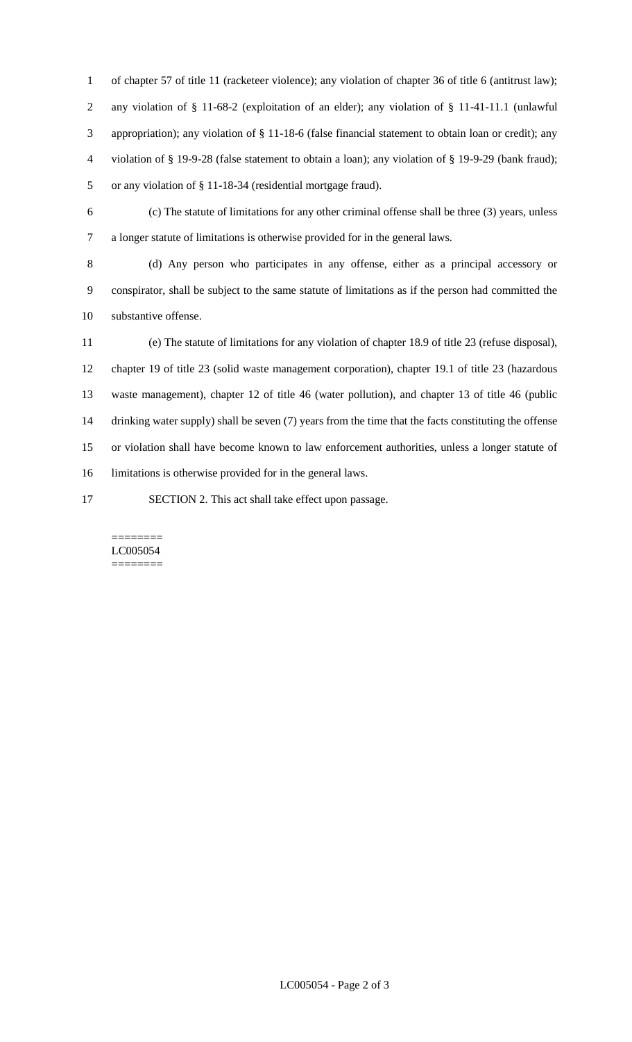of chapter 57 of title 11 (racketeer violence); any violation of chapter 36 of title 6 (antitrust law); any violation of § 11-68-2 (exploitation of an elder); any violation of § 11-41-11.1 (unlawful appropriation); any violation of § 11-18-6 (false financial statement to obtain loan or credit); any violation of § 19-9-28 (false statement to obtain a loan); any violation of § 19-9-29 (bank fraud); or any violation of § 11-18-34 (residential mortgage fraud).

(c) The statute of limitations for any other criminal offense shall be three (3) years, unless a longer statute of limitations is otherwise provided for in the general laws.

(d) Any person who participates in any offense, either as a principal accessory or conspirator, shall be subject to the same statute of limitations as if the person had committed the substantive offense.

(e) The statute of limitations for any violation of chapter 18.9 of title 23 (refuse disposal), chapter 19 of title 23 (solid waste management corporation), chapter 19.1 of title 23 (hazardous waste management), chapter 12 of title 46 (water pollution), and chapter 13 of title 46 (public drinking water supply) shall be seven (7) years from the time that the facts constituting the offense or violation shall have become known to law enforcement authorities, unless a longer statute of limitations is otherwise provided for in the general laws.

SECTION 2. This act shall take effect upon passage.

========
LC005054
========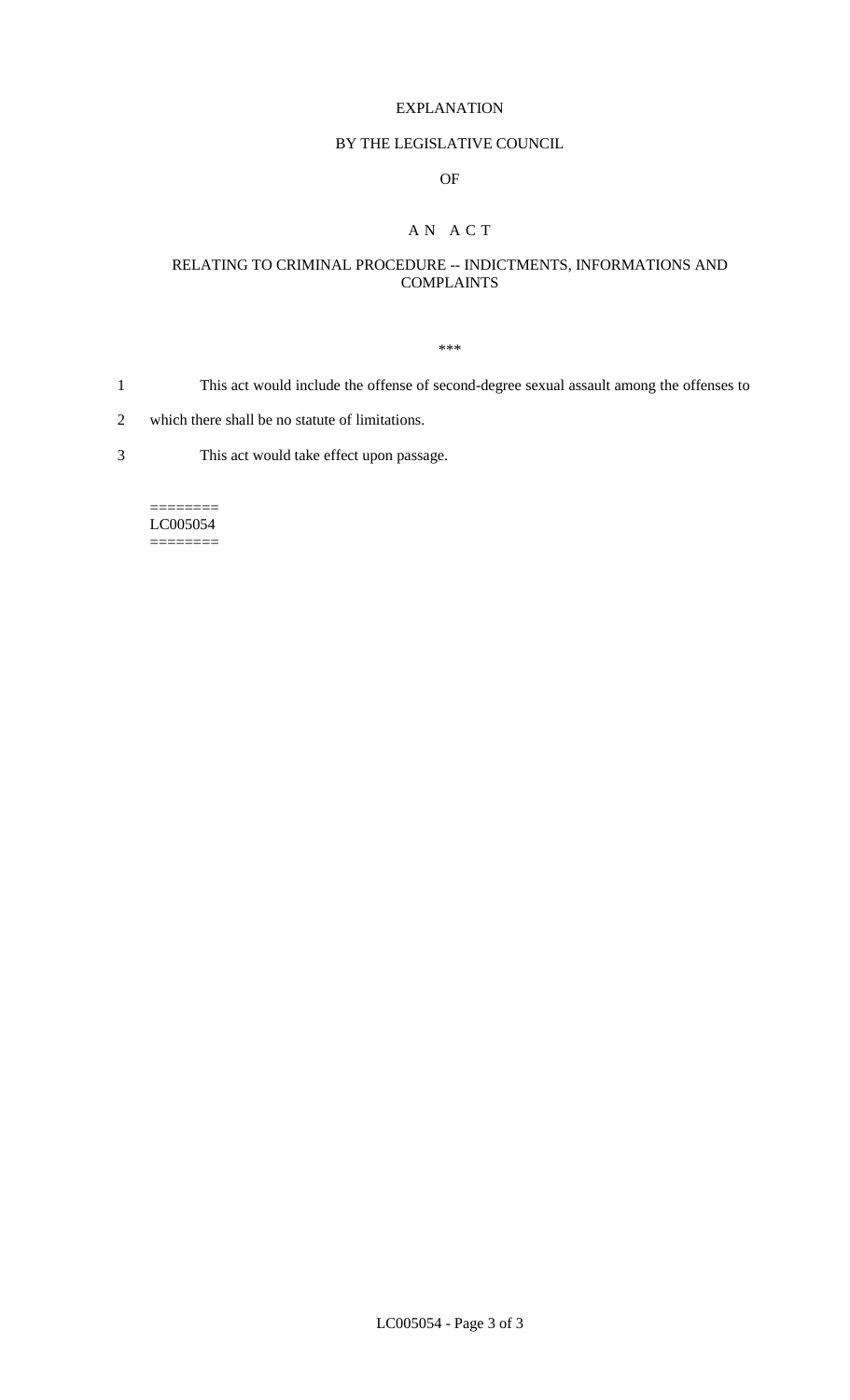EXPLANATION

BY THE LEGISLATIVE COUNCIL

OF

A N A C T

RELATING TO CRIMINAL PROCEDURE -- INDICTMENTS, INFORMATIONS AND COMPLAINTS

***

1 This act would include the offense of second-degree sexual assault among the offenses to
2 which there shall be no statute of limitations.
3 This act would take effect upon passage.

========
LC005054
========